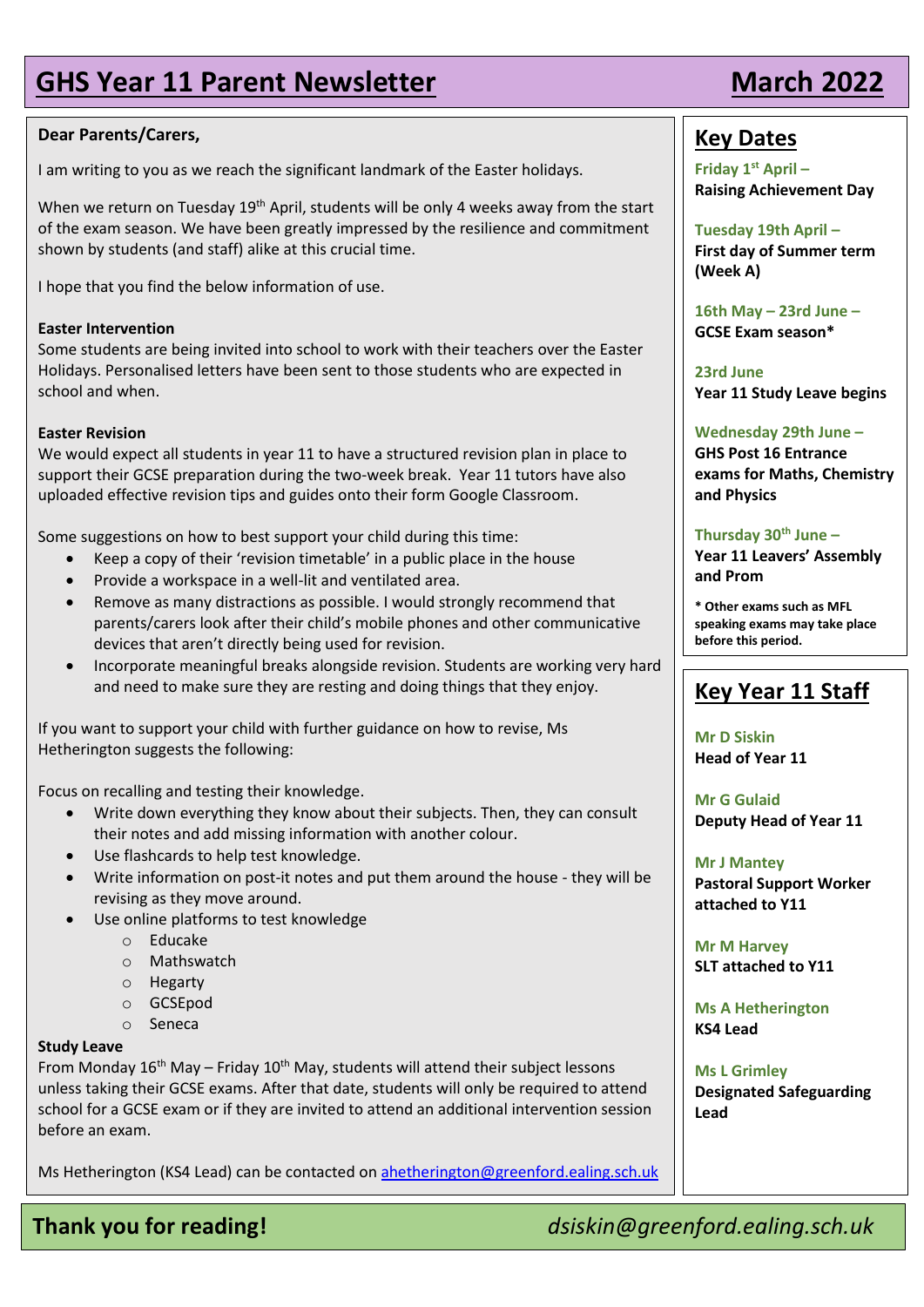# GHS Year 11 Parent Newsletter — March 2022

**Dear Parents/Carers,**

I am writing to you as we reach the significant landmark of the Easter holidays.

When we return on Tuesday 19th April, students will be only 4 weeks away from the start of the exam season. We have been greatly impressed by the resilience and commitment shown by students (and staff) alike at this crucial time.

I hope that you find the below information of use.

**Easter Intervention**

Some students are being invited into school to work with their teachers over the Easter Holidays. Personalised letters have been sent to those students who are expected in school and when.

**Easter Revision**

We would expect all students in year 11 to have a structured revision plan in place to support their GCSE preparation during the two-week break. Year 11 tutors have also uploaded effective revision tips and guides onto their form Google Classroom.

Some suggestions on how to best support your child during this time:

- Keep a copy of their 'revision timetable' in a public place in the house
- Provide a workspace in a well-lit and ventilated area.
- Remove as many distractions as possible. I would strongly recommend that parents/carers look after their child's mobile phones and other communicative devices that aren't directly being used for revision.
- Incorporate meaningful breaks alongside revision. Students are working very hard and need to make sure they are resting and doing things that they enjoy.

If you want to support your child with further guidance on how to revise, Ms Hetherington suggests the following:

Focus on recalling and testing their knowledge.

- Write down everything they know about their subjects. Then, they can consult their notes and add missing information with another colour.
- Use flashcards to help test knowledge.
- Write information on post-it notes and put them around the house - they will be revising as they move around.
- Use online platforms to test knowledge
  - Educake
  - Mathswatch
  - Hegarty
  - GCSEpod
  - Seneca

**Study Leave**

From Monday 16th May – Friday 10th May, students will attend their subject lessons unless taking their GCSE exams. After that date, students will only be required to attend school for a GCSE exam or if they are invited to attend an additional intervention session before an exam.

Ms Hetherington (KS4 Lead) can be contacted on [ahetherington@greenford.ealing.sch.uk](mailto:ahetherington@greenford.ealing.sch.uk)

## Key Dates

**Friday 1st April –**
**Raising Achievement Day**

**Tuesday 19th April –**
**First day of Summer term (Week A)**

**16th May – 23rd June –**
**GCSE Exam season***

**23rd June**
**Year 11 Study Leave begins**

**Wednesday 29th June –**
**GHS Post 16 Entrance exams for Maths, Chemistry and Physics**

**Thursday 30th June –**
**Year 11 Leavers' Assembly and Prom**

*** Other exams such as MFL speaking exams may take place before this period.**

## Key Year 11 Staff

**Mr D Siskin**
**Head of Year 11**

**Mr G Gulaid**
**Deputy Head of Year 11**

**Mr J Mantey**
**Pastoral Support Worker attached to Y11**

**Mr M Harvey**
**SLT attached to Y11**

**Ms A Hetherington**
**KS4 Lead**

**Ms L Grimley**
**Designated Safeguarding Lead**

**Thank you for reading!** *dsiskin@greenford.ealing.sch.uk*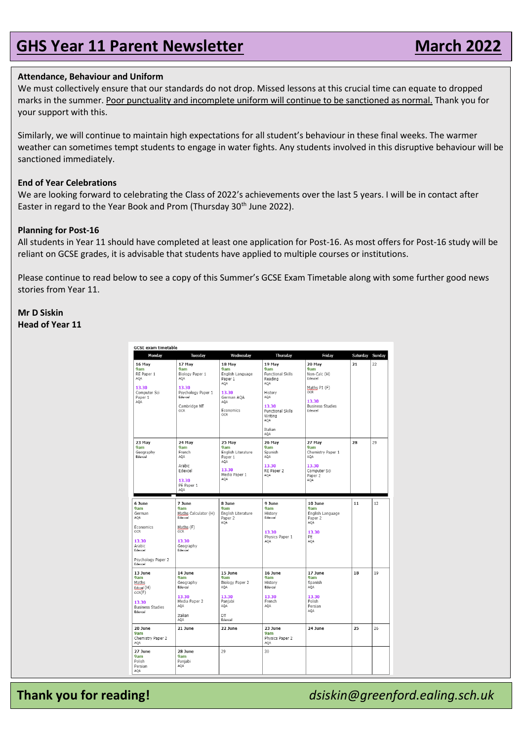# GHS Year 11 Parent Newsletter — March 2022

**Attendance, Behaviour and Uniform**

We must collectively ensure that our standards do not drop. Missed lessons at this crucial time can equate to dropped marks in the summer. Poor punctuality and incomplete uniform will continue to be sanctioned as normal. Thank you for your support with this.

Similarly, we will continue to maintain high expectations for all student's behaviour in these final weeks. The warmer weather can sometimes tempt students to engage in water fights. Any students involved in this disruptive behaviour will be sanctioned immediately.

**End of Year Celebrations**

We are looking forward to celebrating the Class of 2022's achievements over the last 5 years. I will be in contact after Easter in regard to the Year Book and Prom (Thursday 30th June 2022).

**Planning for Post-16**

All students in Year 11 should have completed at least one application for Post-16. As most offers for Post-16 study will be reliant on GCSE grades, it is advisable that students have applied to multiple courses or institutions.

Please continue to read below to see a copy of this Summer's GCSE Exam Timetable along with some further good news stories from Year 11.

**Mr D Siskin**
**Head of Year 11**

GCSE exam timetable

| Monday | Tuesday | Wednesday | Thursday | Friday | Saturday | Sunday |
|---|---|---|---|---|---|---|
| 16 May<br>9am<br>RE Paper 1 AQA<br>13.30<br>Computer Sci Paper 1 AQA | 17 May<br>9am<br>Biology Paper 1 AQA<br>13.30<br>Psychology Paper 1 Edexcel<br>Cambridge NT OCR | 18 May<br>9am<br>English Language Paper 1 AQA<br>13.30<br>German AQA AQA<br>Economics OCR | 19 May<br>9am<br>Functional Skills Reading AQA<br>History AQA<br>13.30<br>Functional Skills Writing AQA<br>Italian AQA | 20 May<br>9am<br>Non-Calc (H) Edexcel<br>Maths P1 (F) OCR<br>13.30<br>Business Studies Edexcel | 21 | 22 |
| 23 May<br>9am<br>Geography Edexcel | 24 May<br>9am<br>French AQA<br>Arabic Edexcel<br>13.30<br>PE Paper 1 AQA | 25 May<br>9am<br>English Literature Paper 1 AQA<br>13.30<br>Media Paper 1 AQA | 26 May<br>9am<br>Spanish AQA<br>13.30<br>RE Paper 2 AQA | 27 May<br>9am<br>Chemistry Paper 1 AQA<br>13.30<br>Computer Sci Paper 2 AQA | 28 | 29 |
| 6 June<br>9am<br>German AQA<br>Economics OCR<br>13.30<br>Arabic Edexcel<br>Psychology Paper 2 Edexcel | 7 June<br>9am<br>Maths Calculator (H) Edexcel<br>Maths (F) OCR<br>13.30<br>Geography Edexcel | 8 June<br>9am<br>English Literature Paper 2 AQA | 9 June<br>9am<br>History Edexcel<br>13.30<br>Physics Paper 1 AQA | 10 June<br>9am<br>English Language Paper 2 AQA<br>13.30<br>PE AQA | 11 | 12 |
| 13 June<br>9am<br>Maths Edexcel (H) OCR(F)<br>13.30<br>Business Studies Edexcel | 14 June<br>9am<br>Geography Edexcel<br>13.30<br>Media Paper 2 AQA<br>Italian AQA | 15 June<br>9am<br>Biology Paper 2 AQA<br>13.30<br>Panjabi AQA<br>DT Edexcel | 16 June<br>9am<br>History Edexcel<br>13.30<br>French AQA | 17 June<br>9am<br>Spanish AQA<br>13.30<br>Polish Persian AQA | 18 | 19 |
| 20 June<br>9am<br>Chemistry Paper 2 AQA | 21 June | 22 June | 23 June<br>9am<br>Physics Paper 2 AQA | 24 June | 25 | 26 |
| 27 June<br>9am<br>Polish Persian AQA | 28 June<br>9am<br>Panjabi AQA | 29 | 30 | | | |

**Thank you for reading!** *dsiskin@greenford.ealing.sch.uk*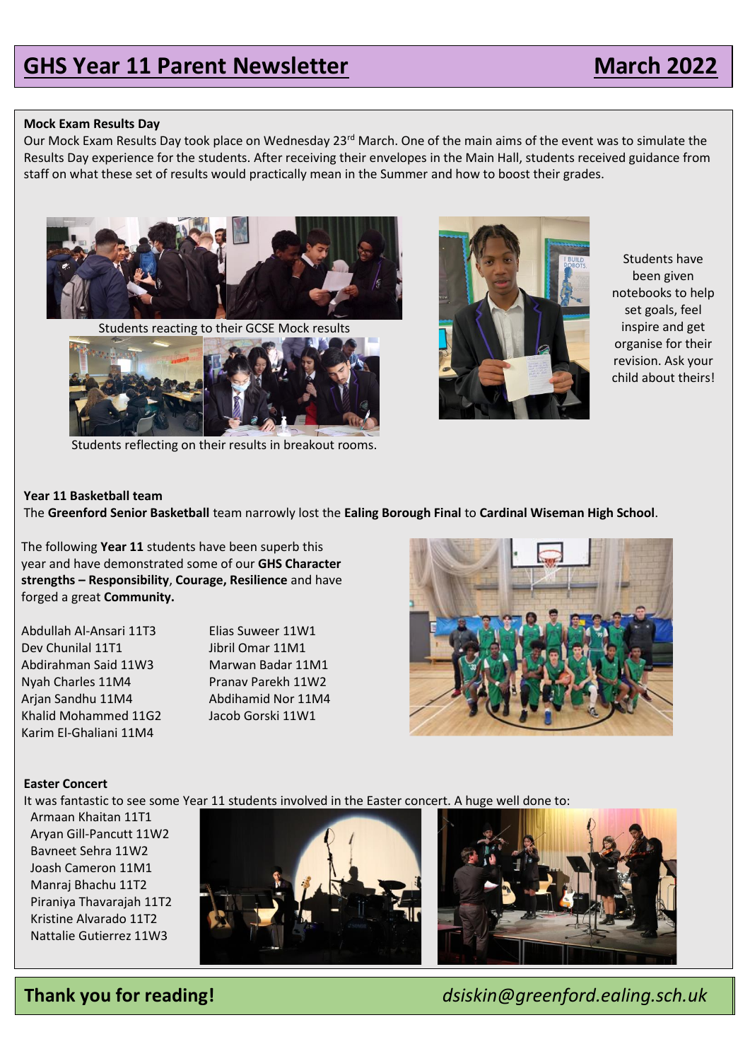# GHS Year 11 Parent Newsletter — March 2022

**Mock Exam Results Day**

Our Mock Exam Results Day took place on Wednesday 23rd March. One of the main aims of the event was to simulate the Results Day experience for the students. After receiving their envelopes in the Main Hall, students received guidance from staff on what these set of results would practically mean in the Summer and how to boost their grades.

Students reacting to their GCSE Mock results

Students reflecting on their results in breakout rooms.

Students have been given notebooks to help set goals, feel inspire and get organise for their revision. Ask your child about theirs!

**Year 11 Basketball team**

The **Greenford Senior Basketball** team narrowly lost the **Ealing Borough Final** to **Cardinal Wiseman High School**.

The following **Year 11** students have been superb this year and have demonstrated some of our **GHS Character strengths – Responsibility**, **Courage, Resilience** and have forged a great **Community.**

- Abdullah Al-Ansari 11T3
- Dev Chunilal 11T1
- Abdirahman Said 11W3
- Nyah Charles 11M4
- Arjan Sandhu 11M4
- Khalid Mohammed 11G2
- Karim El-Ghaliani 11M4
- Elias Suweer 11W1
- Jibril Omar 11M1
- Marwan Badar 11M1
- Pranav Parekh 11W2
- Abdihamid Nor 11M4
- Jacob Gorski 11W1

**Easter Concert**

It was fantastic to see some Year 11 students involved in the Easter concert. A huge well done to:

- Armaan Khaitan 11T1
- Aryan Gill-Pancutt 11W2
- Bavneet Sehra 11W2
- Joash Cameron 11M1
- Manraj Bhachu 11T2
- Piraniya Thavarajah 11T2
- Kristine Alvarado 11T2
- Nattalie Gutierrez 11W3

**Thank you for reading!** *dsiskin@greenford.ealing.sch.uk*